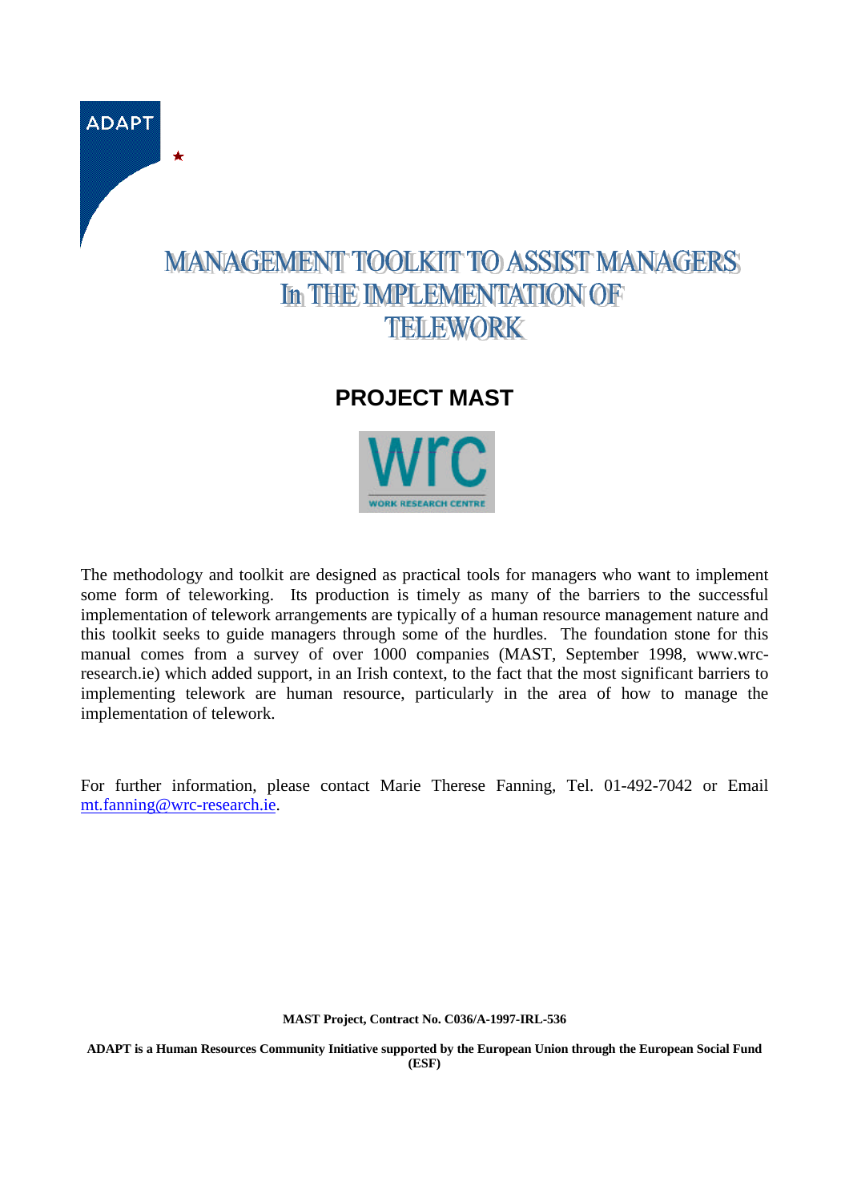ADAPT

# MANAGEMENT TOOLKIT TO ASSIST MANAGERS In THE IMPLEMENTATION OF TELEWORK

## PROJECT MAST

WORK RESEARCH CENTRE

The methodology and toolkit are designed as practical tools for managers who want to implement some form of teleworking. Its production is timely as many of the barriers to the successful implementation of telework arrangements are typically of a human resource management nature and this toolkit seeks to guide managers through some of the hurdles. The foundation stone for this manual comes from a survey of over 1000 companies (MAST, September 1998, www.wrc-research.ie) which added support, in an Irish context, to the fact that the most significant barriers to implementing telework are human resource, particularly in the area of how to manage the implementation of telework.

For further information, please contact Marie Therese Fanning, Tel. 01-492-7042 or Email mt.fanning@wrc-research.ie.

**MAST Project, Contract No. C036/A-1997-IRL-536**

**ADAPT is a Human Resources Community Initiative supported by the European Union through the European Social Fund (ESF)**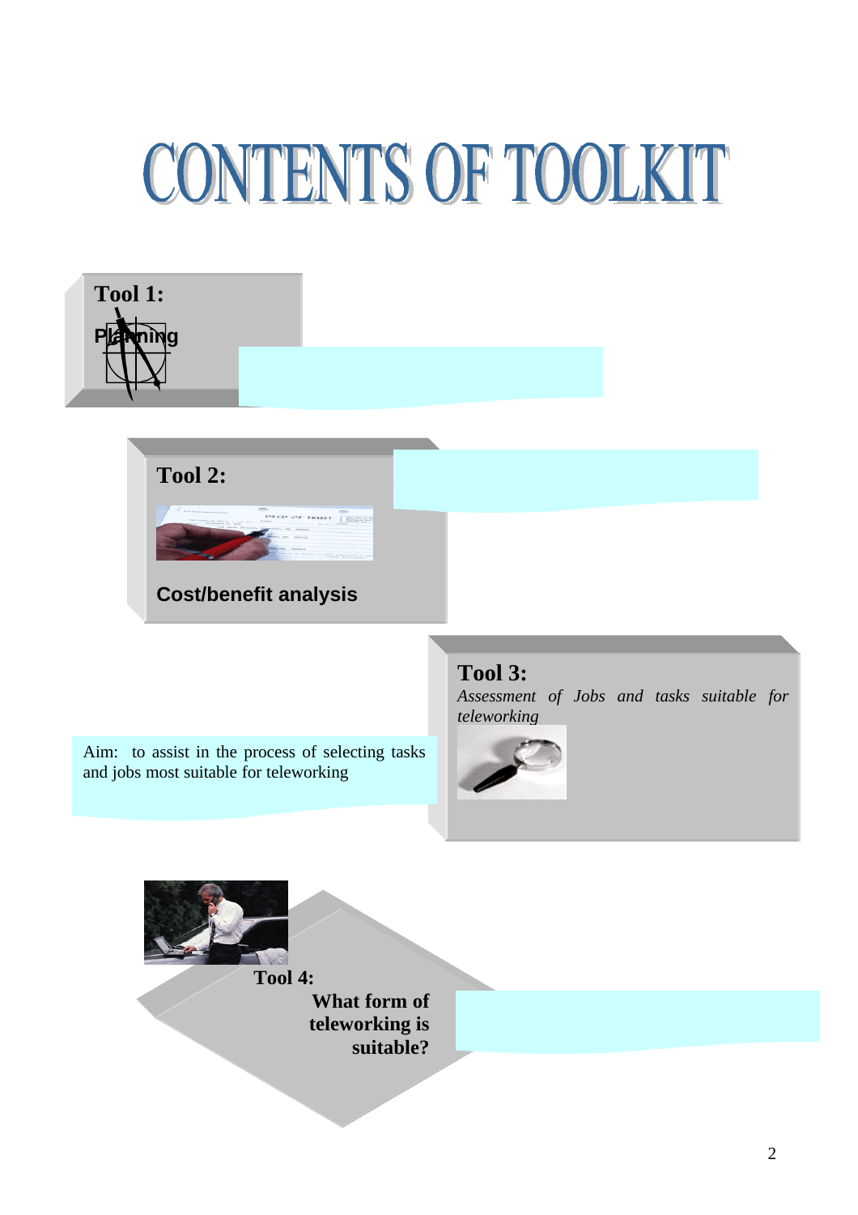# CONTENTS OF TOOLKIT

**Tool 1:**

**Planning**

**Tool 2:**

**Cost/benefit analysis**

**Tool 3:**

*Assessment of Jobs and tasks suitable for teleworking*

Aim: to assist in the process of selecting tasks and jobs most suitable for teleworking

**Tool 4:**

**What form of teleworking is suitable?**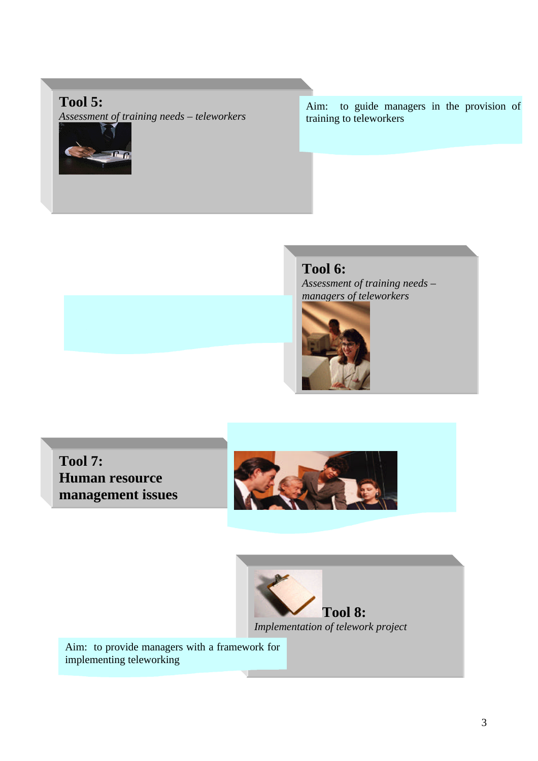**Tool 5:**

*Assessment of training needs – teleworkers*

Aim: to guide managers in the provision of training to teleworkers

**Tool 6:**

*Assessment of training needs – managers of teleworkers*

**Tool 7:**
**Human resource management issues**

**Tool 8:**

*Implementation of telework project*

Aim: to provide managers with a framework for implementing teleworking